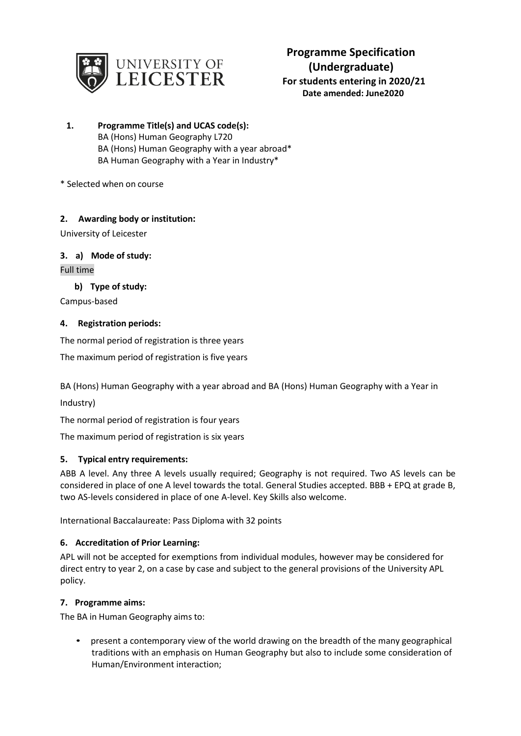UNIVERSITY OF LEICESTER

# Programme Specification (Undergraduate)

**For students entering in 2020/21**
**Date amended: June2020**

## 1. Programme Title(s) and UCAS code(s):

BA (Hons) Human Geography L720
BA (Hons) Human Geography with a year abroad*
BA Human Geography with a Year in Industry*

* Selected when on course

## 2. Awarding body or institution:

University of Leicester

## 3. a) Mode of study:

Full time

### b) Type of study:

Campus-based

## 4. Registration periods:

The normal period of registration is three years

The maximum period of registration is five years

BA (Hons) Human Geography with a year abroad and BA (Hons) Human Geography with a Year in Industry)

The normal period of registration is four years

The maximum period of registration is six years

## 5. Typical entry requirements:

ABB A level. Any three A levels usually required; Geography is not required. Two AS levels can be considered in place of one A level towards the total. General Studies accepted. BBB + EPQ at grade B, two AS-levels considered in place of one A-level. Key Skills also welcome.

International Baccalaureate: Pass Diploma with 32 points

## 6. Accreditation of Prior Learning:

APL will not be accepted for exemptions from individual modules, however may be considered for direct entry to year 2, on a case by case and subject to the general provisions of the University APL policy.

## 7. Programme aims:

The BA in Human Geography aims to:

- present a contemporary view of the world drawing on the breadth of the many geographical traditions with an emphasis on Human Geography but also to include some consideration of Human/Environment interaction;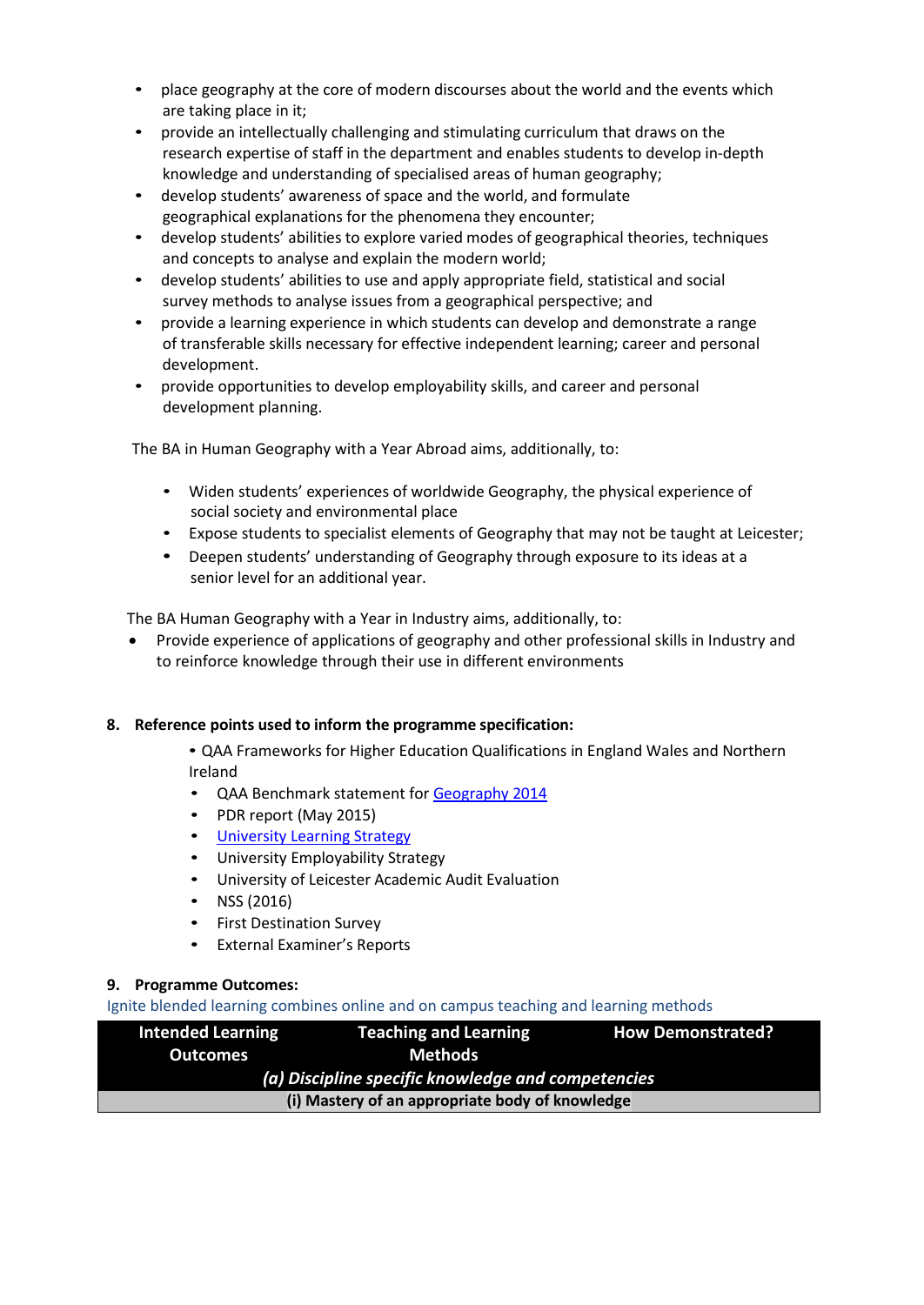- place geography at the core of modern discourses about the world and the events which are taking place in it;
- provide an intellectually challenging and stimulating curriculum that draws on the research expertise of staff in the department and enables students to develop in-depth knowledge and understanding of specialised areas of human geography;
- develop students' awareness of space and the world, and formulate geographical explanations for the phenomena they encounter;
- develop students' abilities to explore varied modes of geographical theories, techniques and concepts to analyse and explain the modern world;
- develop students' abilities to use and apply appropriate field, statistical and social survey methods to analyse issues from a geographical perspective; and
- provide a learning experience in which students can develop and demonstrate a range of transferable skills necessary for effective independent learning; career and personal development.
- provide opportunities to develop employability skills, and career and personal development planning.

The BA in Human Geography with a Year Abroad aims, additionally, to:

- Widen students' experiences of worldwide Geography, the physical experience of social society and environmental place
- Expose students to specialist elements of Geography that may not be taught at Leicester;
- Deepen students' understanding of Geography through exposure to its ideas at a senior level for an additional year.

The BA Human Geography with a Year in Industry aims, additionally, to:

- Provide experience of applications of geography and other professional skills in Industry and to reinforce knowledge through their use in different environments

**8. Reference points used to inform the programme specification:**

- QAA Frameworks for Higher Education Qualifications in England Wales and Northern Ireland
- QAA Benchmark statement for Geography 2014
- PDR report (May 2015)
- University Learning Strategy
- University Employability Strategy
- University of Leicester Academic Audit Evaluation
- NSS (2016)
- First Destination Survey
- External Examiner's Reports

**9. Programme Outcomes:**

Ignite blended learning combines online and on campus teaching and learning methods

| Intended Learning Outcomes | Teaching and Learning Methods | How Demonstrated? |
|---|---|---|
| | ***(a) Discipline specific knowledge and competencies*** | |
| | **(i) Mastery of an appropriate body of knowledge** | |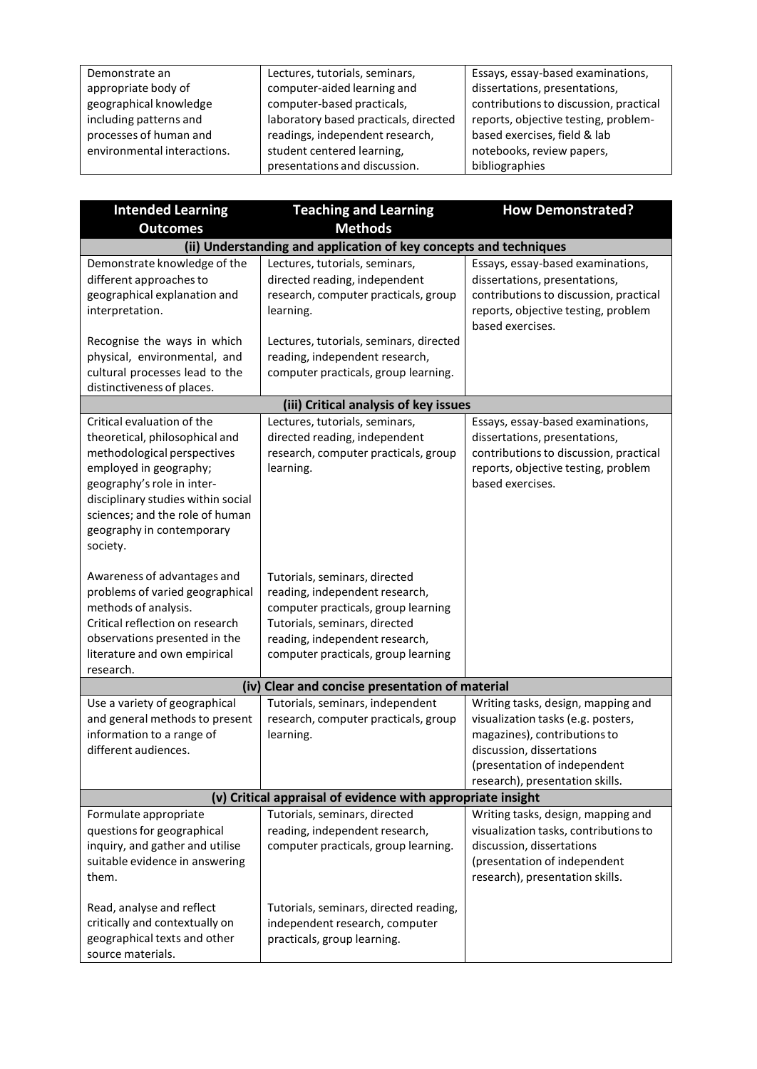| | | |
|---|---|---|
| Demonstrate an appropriate body of geographical knowledge including patterns and processes of human and environmental interactions. | Lectures, tutorials, seminars, computer-aided learning and computer-based practicals, laboratory based practicals, directed readings, independent research, student centered learning, presentations and discussion. | Essays, essay-based examinations, dissertations, presentations, contributions to discussion, practical reports, objective testing, problem-based exercises, field & lab notebooks, review papers, bibliographies |

| Intended Learning Outcomes | Teaching and Learning Methods | How Demonstrated? |
|---|---|---|
| **(ii) Understanding and application of key concepts and techniques** | | |
| Demonstrate knowledge of the different approaches to geographical explanation and interpretation. | Lectures, tutorials, seminars, directed reading, independent research, computer practicals, group learning. | Essays, essay-based examinations, dissertations, presentations, contributions to discussion, practical reports, objective testing, problem based exercises. |
| Recognise the ways in which physical, environmental, and cultural processes lead to the distinctiveness of places. | Lectures, tutorials, seminars, directed reading, independent research, computer practicals, group learning. | |
| **(iii) Critical analysis of key issues** | | |
| Critical evaluation of the theoretical, philosophical and methodological perspectives employed in geography; geography's role in inter-disciplinary studies within social sciences; and the role of human geography in contemporary society. | Lectures, tutorials, seminars, directed reading, independent research, computer practicals, group learning. | Essays, essay-based examinations, dissertations, presentations, contributions to discussion, practical reports, objective testing, problem based exercises. |
| Awareness of advantages and problems of varied geographical methods of analysis. | Tutorials, seminars, directed reading, independent research, computer practicals, group learning | |
| Critical reflection on research observations presented in the literature and own empirical research. | Tutorials, seminars, directed reading, independent research, computer practicals, group learning | |
| **(iv) Clear and concise presentation of material** | | |
| Use a variety of geographical and general methods to present information to a range of different audiences. | Tutorials, seminars, independent research, computer practicals, group learning. | Writing tasks, design, mapping and visualization tasks (e.g. posters, magazines), contributions to discussion, dissertations (presentation of independent research), presentation skills. |
| **(v) Critical appraisal of evidence with appropriate insight** | | |
| Formulate appropriate questions for geographical inquiry, and gather and utilise suitable evidence in answering them. | Tutorials, seminars, directed reading, independent research, computer practicals, group learning. | Writing tasks, design, mapping and visualization tasks, contributions to discussion, dissertations (presentation of independent research), presentation skills. |
| Read, analyse and reflect critically and contextually on geographical texts and other source materials. | Tutorials, seminars, directed reading, independent research, computer practicals, group learning. | |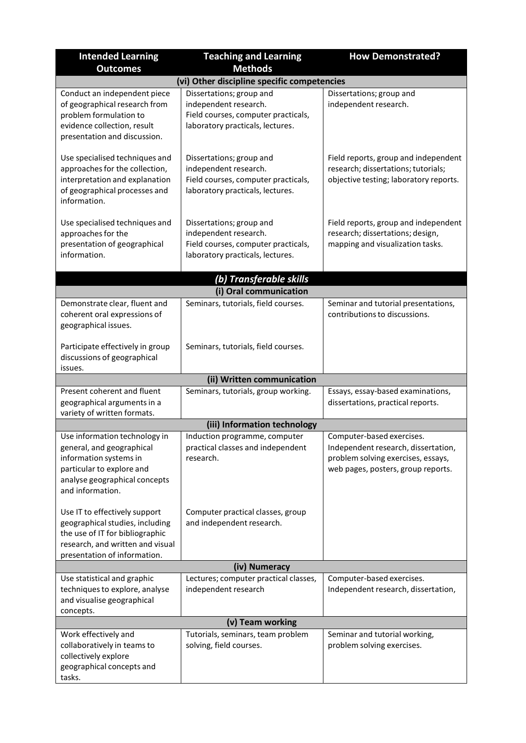| Intended Learning Outcomes | Teaching and Learning Methods | How Demonstrated? |
|---|---|---|
| **(vi) Other discipline specific competencies** | | |
| Conduct an independent piece of geographical research from problem formulation to evidence collection, result presentation and discussion. | Dissertations; group and independent research. Field courses, computer practicals, laboratory practicals, lectures. | Dissertations; group and independent research. |
| Use specialised techniques and approaches for the collection, interpretation and explanation of geographical processes and information. | Dissertations; group and independent research. Field courses, computer practicals, laboratory practicals, lectures. | Field reports, group and independent research; dissertations; tutorials; objective testing; laboratory reports. |
| Use specialised techniques and approaches for the presentation of geographical information. | Dissertations; group and independent research. Field courses, computer practicals, laboratory practicals, lectures. | Field reports, group and independent research; dissertations; design, mapping and visualization tasks. |
| ***(b) Transferable skills*** | | |
| **(i) Oral communication** | | |
| Demonstrate clear, fluent and coherent oral expressions of geographical issues. | Seminars, tutorials, field courses. | Seminar and tutorial presentations, contributions to discussions. |
| Participate effectively in group discussions of geographical issues. | Seminars, tutorials, field courses. | |
| **(ii) Written communication** | | |
| Present coherent and fluent geographical arguments in a variety of written formats. | Seminars, tutorials, group working. | Essays, essay-based examinations, dissertations, practical reports. |
| **(iii) Information technology** | | |
| Use information technology in general, and geographical information systems in particular to explore and analyse geographical concepts and information. | Induction programme, computer practical classes and independent research. | Computer-based exercises. Independent research, dissertation, problem solving exercises, essays, web pages, posters, group reports. |
| Use IT to effectively support geographical studies, including the use of IT for bibliographic research, and written and visual presentation of information. | Computer practical classes, group and independent research. | |
| **(iv) Numeracy** | | |
| Use statistical and graphic techniques to explore, analyse and visualise geographical concepts. | Lectures; computer practical classes, independent research | Computer-based exercises. Independent research, dissertation, |
| **(v) Team working** | | |
| Work effectively and collaboratively in teams to collectively explore geographical concepts and tasks. | Tutorials, seminars, team problem solving, field courses. | Seminar and tutorial working, problem solving exercises. |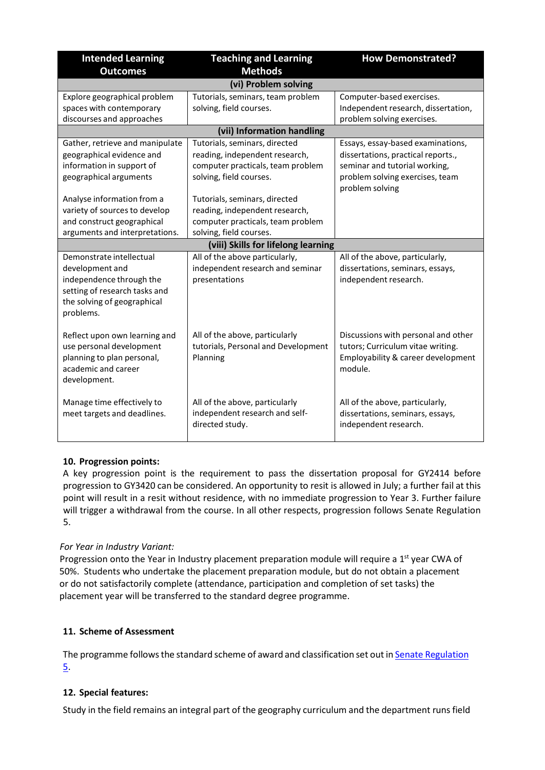| Intended Learning Outcomes | Teaching and Learning Methods | How Demonstrated? |
|---|---|---|
| **(vi) Problem solving** | | |
| Explore geographical problem spaces with contemporary discourses and approaches | Tutorials, seminars, team problem solving, field courses. | Computer-based exercises. Independent research, dissertation, problem solving exercises. |
| **(vii) Information handling** | | |
| Gather, retrieve and manipulate geographical evidence and information in support of geographical arguments | Tutorials, seminars, directed reading, independent research, computer practicals, team problem solving, field courses. | Essays, essay-based examinations, dissertations, practical reports., seminar and tutorial working, problem solving exercises, team problem solving |
| Analyse information from a variety of sources to develop and construct geographical arguments and interpretations. | Tutorials, seminars, directed reading, independent research, computer practicals, team problem solving, field courses. | |
| **(viii) Skills for lifelong learning** | | |
| Demonstrate intellectual development and independence through the setting of research tasks and the solving of geographical problems. | All of the above particularly, independent research and seminar presentations | All of the above, particularly, dissertations, seminars, essays, independent research. |
| Reflect upon own learning and use personal development planning to plan personal, academic and career development. | All of the above, particularly tutorials, Personal and Development Planning | Discussions with personal and other tutors; Curriculum vitae writing. Employability & career development module. |
| Manage time effectively to meet targets and deadlines. | All of the above, particularly independent research and self-directed study. | All of the above, particularly, dissertations, seminars, essays, independent research. |

**10. Progression points:**

A key progression point is the requirement to pass the dissertation proposal for GY2414 before progression to GY3420 can be considered. An opportunity to resit is allowed in July; a further fail at this point will result in a resit without residence, with no immediate progression to Year 3. Further failure will trigger a withdrawal from the course. In all other respects, progression follows Senate Regulation 5.

*For Year in Industry Variant:*

Progression onto the Year in Industry placement preparation module will require a 1st year CWA of 50%. Students who undertake the placement preparation module, but do not obtain a placement or do not satisfactorily complete (attendance, participation and completion of set tasks) the placement year will be transferred to the standard degree programme.

**11. Scheme of Assessment**

The programme follows the standard scheme of award and classification set out in Senate Regulation 5.

**12. Special features:**

Study in the field remains an integral part of the geography curriculum and the department runs field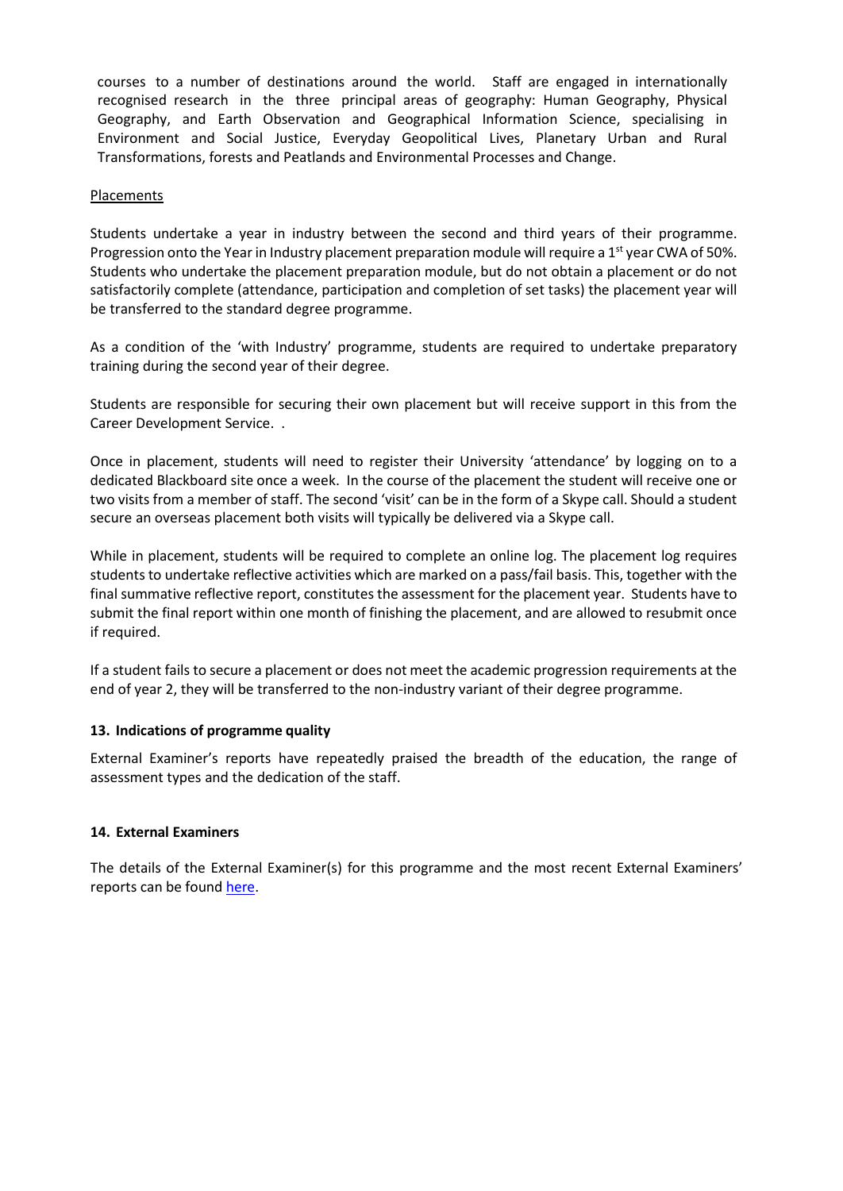courses to a number of destinations around the world. Staff are engaged in internationally recognised research in the three principal areas of geography: Human Geography, Physical Geography, and Earth Observation and Geographical Information Science, specialising in Environment and Social Justice, Everyday Geopolitical Lives, Planetary Urban and Rural Transformations, forests and Peatlands and Environmental Processes and Change.

Placements

Students undertake a year in industry between the second and third years of their programme. Progression onto the Year in Industry placement preparation module will require a 1st year CWA of 50%. Students who undertake the placement preparation module, but do not obtain a placement or do not satisfactorily complete (attendance, participation and completion of set tasks) the placement year will be transferred to the standard degree programme.

As a condition of the 'with Industry' programme, students are required to undertake preparatory training during the second year of their degree.

Students are responsible for securing their own placement but will receive support in this from the Career Development Service. .

Once in placement, students will need to register their University 'attendance' by logging on to a dedicated Blackboard site once a week. In the course of the placement the student will receive one or two visits from a member of staff. The second 'visit' can be in the form of a Skype call. Should a student secure an overseas placement both visits will typically be delivered via a Skype call.

While in placement, students will be required to complete an online log. The placement log requires students to undertake reflective activities which are marked on a pass/fail basis. This, together with the final summative reflective report, constitutes the assessment for the placement year. Students have to submit the final report within one month of finishing the placement, and are allowed to resubmit once if required.

If a student fails to secure a placement or does not meet the academic progression requirements at the end of year 2, they will be transferred to the non-industry variant of their degree programme.

### 13. Indications of programme quality

External Examiner's reports have repeatedly praised the breadth of the education, the range of assessment types and the dedication of the staff.

### 14. External Examiners

The details of the External Examiner(s) for this programme and the most recent External Examiners' reports can be found here.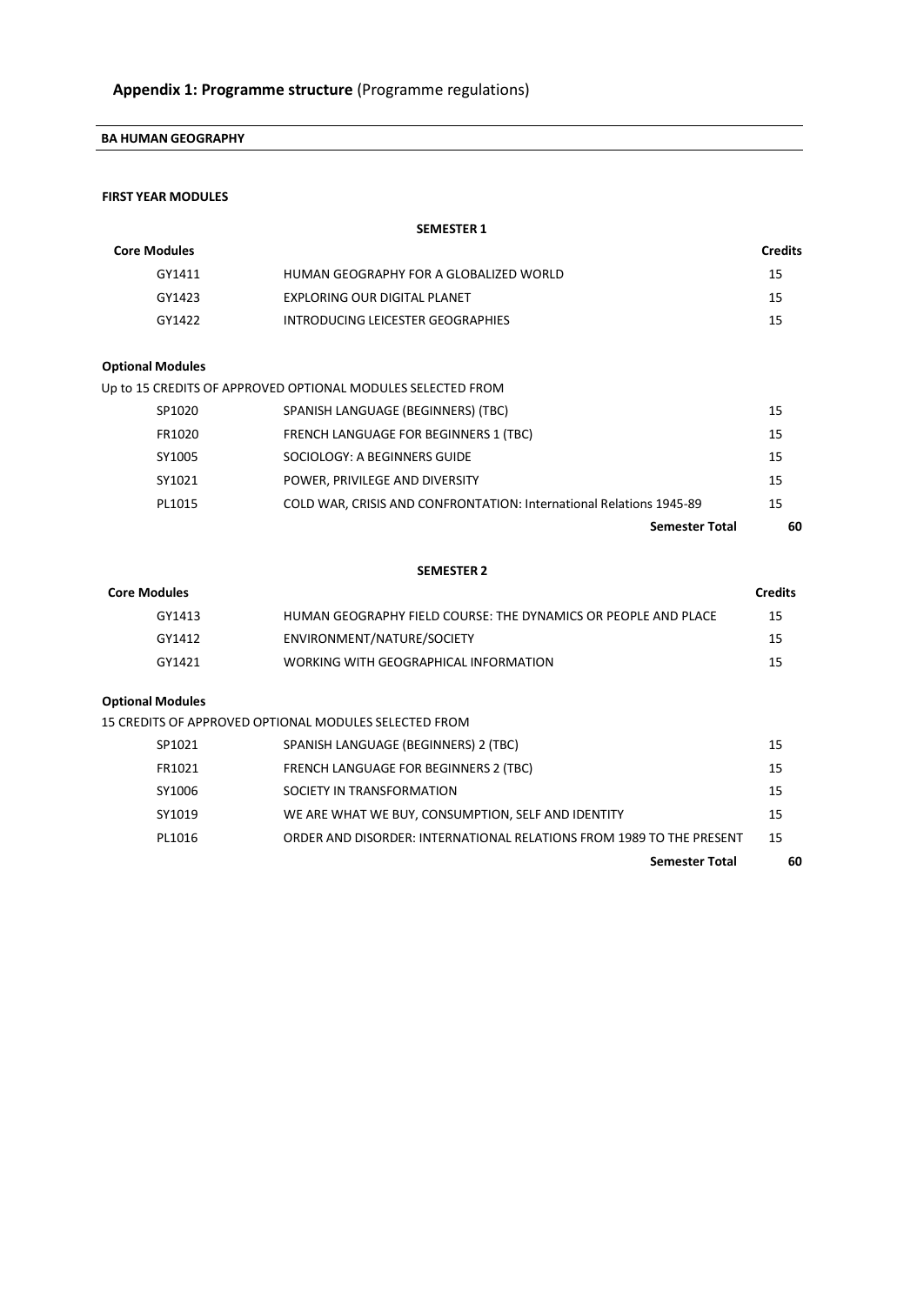## **Appendix 1: Programme structure** (Programme regulations)

**BA HUMAN GEOGRAPHY**

**FIRST YEAR MODULES**

**SEMESTER 1**

| **Core Modules** | | **Credits** |
|---|---|---|
| GY1411 | HUMAN GEOGRAPHY FOR A GLOBALIZED WORLD | 15 |
| GY1423 | EXPLORING OUR DIGITAL PLANET | 15 |
| GY1422 | INTRODUCING LEICESTER GEOGRAPHIES | 15 |

**Optional Modules**

Up to 15 CREDITS OF APPROVED OPTIONAL MODULES SELECTED FROM

| | | |
|---|---|---|
| SP1020 | SPANISH LANGUAGE (BEGINNERS) (TBC) | 15 |
| FR1020 | FRENCH LANGUAGE FOR BEGINNERS 1 (TBC) | 15 |
| SY1005 | SOCIOLOGY: A BEGINNERS GUIDE | 15 |
| SY1021 | POWER, PRIVILEGE AND DIVERSITY | 15 |
| PL1015 | COLD WAR, CRISIS AND CONFRONTATION: International Relations 1945-89 | 15 |
| | **Semester Total** | **60** |

**SEMESTER 2**

| **Core Modules** | | **Credits** |
|---|---|---|
| GY1413 | HUMAN GEOGRAPHY FIELD COURSE: THE DYNAMICS OR PEOPLE AND PLACE | 15 |
| GY1412 | ENVIRONMENT/NATURE/SOCIETY | 15 |
| GY1421 | WORKING WITH GEOGRAPHICAL INFORMATION | 15 |

**Optional Modules**

15 CREDITS OF APPROVED OPTIONAL MODULES SELECTED FROM

| | | |
|---|---|---|
| SP1021 | SPANISH LANGUAGE (BEGINNERS) 2 (TBC) | 15 |
| FR1021 | FRENCH LANGUAGE FOR BEGINNERS 2 (TBC) | 15 |
| SY1006 | SOCIETY IN TRANSFORMATION | 15 |
| SY1019 | WE ARE WHAT WE BUY, CONSUMPTION, SELF AND IDENTITY | 15 |
| PL1016 | ORDER AND DISORDER: INTERNATIONAL RELATIONS FROM 1989 TO THE PRESENT | 15 |
| | **Semester Total** | **60** |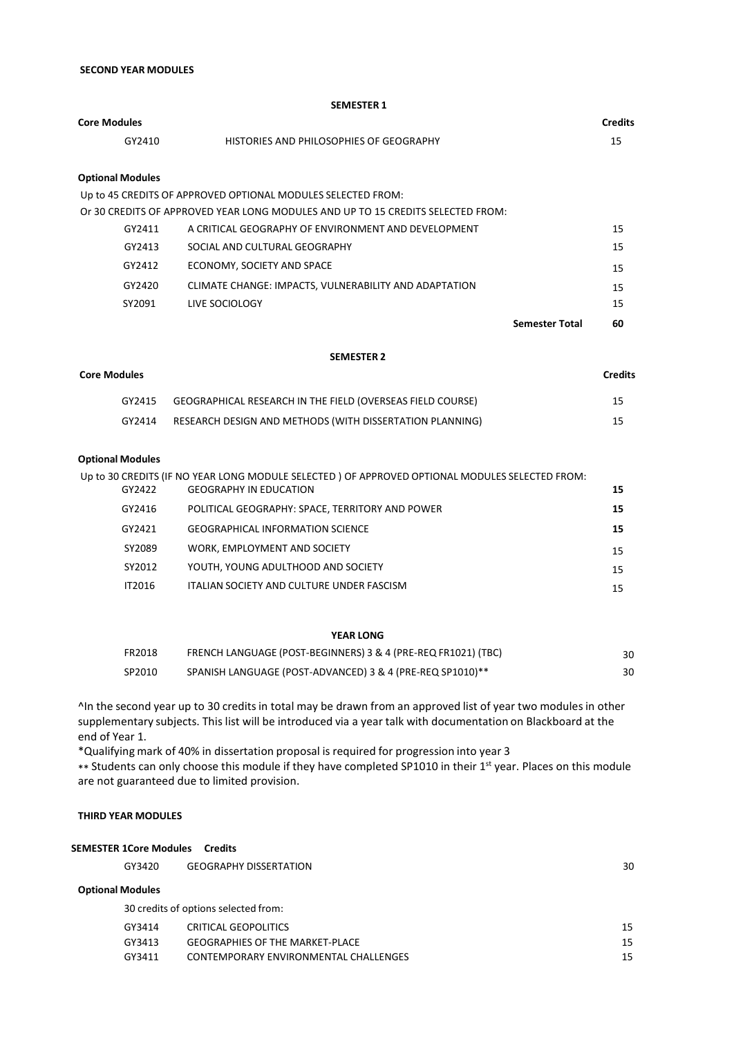**SECOND YEAR MODULES**

**SEMESTER 1**

| **Core Modules** | | **Credits** |
| --- | --- | --- |
| GY2410 | HISTORIES AND PHILOSOPHIES OF GEOGRAPHY | 15 |

**Optional Modules**

Up to 45 CREDITS OF APPROVED OPTIONAL MODULES SELECTED FROM:

Or 30 CREDITS OF APPROVED YEAR LONG MODULES AND UP TO 15 CREDITS SELECTED FROM:

| | | |
| --- | --- | --- |
| GY2411 | A CRITICAL GEOGRAPHY OF ENVIRONMENT AND DEVELOPMENT | 15 |
| GY2413 | SOCIAL AND CULTURAL GEOGRAPHY | 15 |
| GY2412 | ECONOMY, SOCIETY AND SPACE | 15 |
| GY2420 | CLIMATE CHANGE: IMPACTS, VULNERABILITY AND ADAPTATION | 15 |
| SY2091 | LIVE SOCIOLOGY | 15 |
| | **Semester Total** | **60** |

**SEMESTER 2**

| **Core Modules** | | **Credits** |
| --- | --- | --- |
| GY2415 | GEOGRAPHICAL RESEARCH IN THE FIELD (OVERSEAS FIELD COURSE) | 15 |
| GY2414 | RESEARCH DESIGN AND METHODS (WITH DISSERTATION PLANNING) | 15 |

**Optional Modules**

Up to 30 CREDITS (IF NO YEAR LONG MODULE SELECTED ) OF APPROVED OPTIONAL MODULES SELECTED FROM:

| | | |
| --- | --- | --- |
| GY2422 | GEOGRAPHY IN EDUCATION | **15** |
| GY2416 | POLITICAL GEOGRAPHY: SPACE, TERRITORY AND POWER | **15** |
| GY2421 | GEOGRAPHICAL INFORMATION SCIENCE | **15** |
| SY2089 | WORK, EMPLOYMENT AND SOCIETY | 15 |
| SY2012 | YOUTH, YOUNG ADULTHOOD AND SOCIETY | 15 |
| IT2016 | ITALIAN SOCIETY AND CULTURE UNDER FASCISM | 15 |

**YEAR LONG**

| | | |
| --- | --- | --- |
| FR2018 | FRENCH LANGUAGE (POST-BEGINNERS) 3 & 4 (PRE-REQ FR1021) (TBC) | 30 |
| SP2010 | SPANISH LANGUAGE (POST-ADVANCED) 3 & 4 (PRE-REQ SP1010)** | 30 |

^In the second year up to 30 credits in total may be drawn from an approved list of year two modules in other supplementary subjects. This list will be introduced via a year talk with documentation on Blackboard at the end of Year 1.

*Qualifying mark of 40% in dissertation proposal is required for progression into year 3

** Students can only choose this module if they have completed SP1010 in their 1st year. Places on this module are not guaranteed due to limited provision.

**THIRD YEAR MODULES**

**SEMESTER 1Core Modules Credits**

| | | |
| --- | --- | --- |
| GY3420 | GEOGRAPHY DISSERTATION | 30 |

**Optional Modules**

30 credits of options selected from:

| | | |
| --- | --- | --- |
| GY3414 | CRITICAL GEOPOLITICS | 15 |
| GY3413 | GEOGRAPHIES OF THE MARKET-PLACE | 15 |
| GY3411 | CONTEMPORARY ENVIRONMENTAL CHALLENGES | 15 |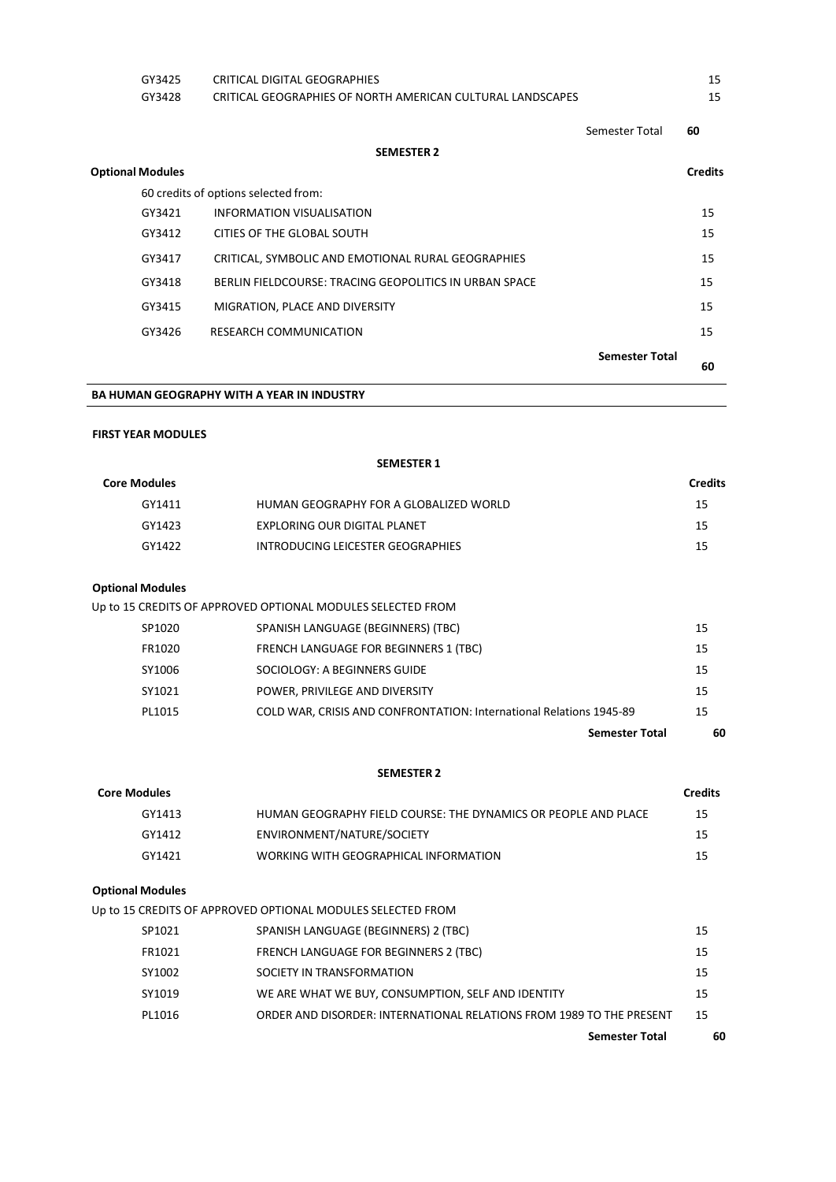| | | |
|---|---|---|
| GY3425 | CRITICAL DIGITAL GEOGRAPHIES | 15 |
| GY3428 | CRITICAL GEOGRAPHIES OF NORTH AMERICAN CULTURAL LANDSCAPES | 15 |
| | Semester Total | **60** |

**SEMESTER 2**

| **Optional Modules** | | **Credits** |
|---|---|---|
| 60 credits of options selected from: | | |
| GY3421 | INFORMATION VISUALISATION | 15 |
| GY3412 | CITIES OF THE GLOBAL SOUTH | 15 |
| GY3417 | CRITICAL, SYMBOLIC AND EMOTIONAL RURAL GEOGRAPHIES | 15 |
| GY3418 | BERLIN FIELDCOURSE: TRACING GEOPOLITICS IN URBAN SPACE | 15 |
| GY3415 | MIGRATION, PLACE AND DIVERSITY | 15 |
| GY3426 | RESEARCH COMMUNICATION | 15 |
| | **Semester Total** | **60** |

**BA HUMAN GEOGRAPHY WITH A YEAR IN INDUSTRY**

**FIRST YEAR MODULES**

**SEMESTER 1**

| **Core Modules** | | **Credits** |
|---|---|---|
| GY1411 | HUMAN GEOGRAPHY FOR A GLOBALIZED WORLD | 15 |
| GY1423 | EXPLORING OUR DIGITAL PLANET | 15 |
| GY1422 | INTRODUCING LEICESTER GEOGRAPHIES | 15 |

**Optional Modules**

Up to 15 CREDITS OF APPROVED OPTIONAL MODULES SELECTED FROM

| | | |
|---|---|---|
| SP1020 | SPANISH LANGUAGE (BEGINNERS) (TBC) | 15 |
| FR1020 | FRENCH LANGUAGE FOR BEGINNERS 1 (TBC) | 15 |
| SY1006 | SOCIOLOGY: A BEGINNERS GUIDE | 15 |
| SY1021 | POWER, PRIVILEGE AND DIVERSITY | 15 |
| PL1015 | COLD WAR, CRISIS AND CONFRONTATION: International Relations 1945-89 | 15 |
| | **Semester Total** | **60** |

**SEMESTER 2**

| **Core Modules** | | **Credits** |
|---|---|---|
| GY1413 | HUMAN GEOGRAPHY FIELD COURSE: THE DYNAMICS OR PEOPLE AND PLACE | 15 |
| GY1412 | ENVIRONMENT/NATURE/SOCIETY | 15 |
| GY1421 | WORKING WITH GEOGRAPHICAL INFORMATION | 15 |

**Optional Modules**

Up to 15 CREDITS OF APPROVED OPTIONAL MODULES SELECTED FROM

| | | |
|---|---|---|
| SP1021 | SPANISH LANGUAGE (BEGINNERS) 2 (TBC) | 15 |
| FR1021 | FRENCH LANGUAGE FOR BEGINNERS 2 (TBC) | 15 |
| SY1002 | SOCIETY IN TRANSFORMATION | 15 |
| SY1019 | WE ARE WHAT WE BUY, CONSUMPTION, SELF AND IDENTITY | 15 |
| PL1016 | ORDER AND DISORDER: INTERNATIONAL RELATIONS FROM 1989 TO THE PRESENT | 15 |
| | **Semester Total** | **60** |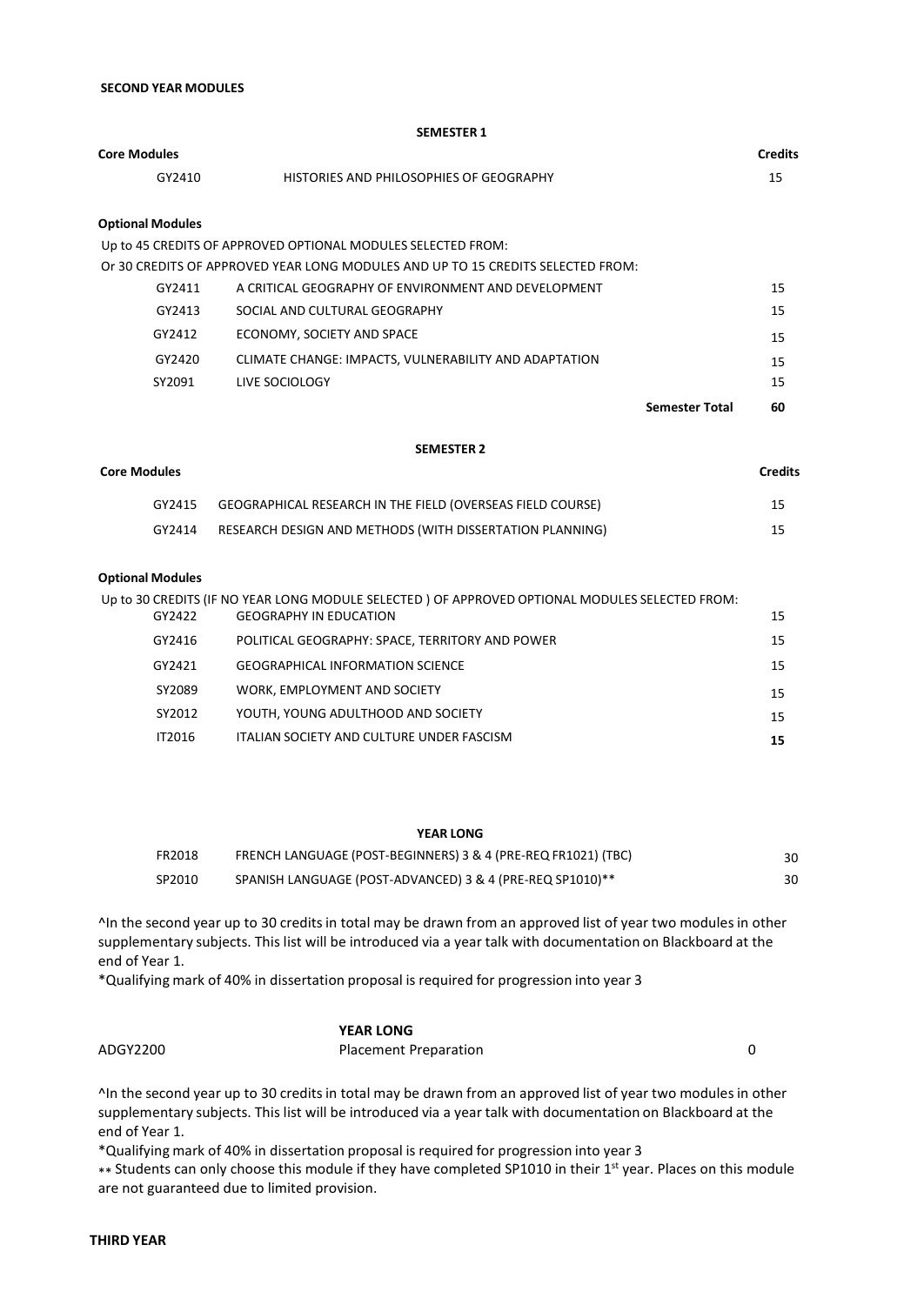**SECOND YEAR MODULES**

**SEMESTER 1**

| **Core Modules** | | **Credits** |
|---|---|---|
| GY2410 | HISTORIES AND PHILOSOPHIES OF GEOGRAPHY | 15 |

**Optional Modules**

Up to 45 CREDITS OF APPROVED OPTIONAL MODULES SELECTED FROM:

Or 30 CREDITS OF APPROVED YEAR LONG MODULES AND UP TO 15 CREDITS SELECTED FROM:

| | | |
|---|---|---|
| GY2411 | A CRITICAL GEOGRAPHY OF ENVIRONMENT AND DEVELOPMENT | 15 |
| GY2413 | SOCIAL AND CULTURAL GEOGRAPHY | 15 |
| GY2412 | ECONOMY, SOCIETY AND SPACE | 15 |
| GY2420 | CLIMATE CHANGE: IMPACTS, VULNERABILITY AND ADAPTATION | 15 |
| SY2091 | LIVE SOCIOLOGY | 15 |
| | **Semester Total** | **60** |

**SEMESTER 2**

| **Core Modules** | | **Credits** |
|---|---|---|
| GY2415 | GEOGRAPHICAL RESEARCH IN THE FIELD (OVERSEAS FIELD COURSE) | 15 |
| GY2414 | RESEARCH DESIGN AND METHODS (WITH DISSERTATION PLANNING) | 15 |

**Optional Modules**

Up to 30 CREDITS (IF NO YEAR LONG MODULE SELECTED ) OF APPROVED OPTIONAL MODULES SELECTED FROM:

| | | |
|---|---|---|
| GY2422 | GEOGRAPHY IN EDUCATION | 15 |
| GY2416 | POLITICAL GEOGRAPHY: SPACE, TERRITORY AND POWER | 15 |
| GY2421 | GEOGRAPHICAL INFORMATION SCIENCE | 15 |
| SY2089 | WORK, EMPLOYMENT AND SOCIETY | 15 |
| SY2012 | YOUTH, YOUNG ADULTHOOD AND SOCIETY | 15 |
| IT2016 | ITALIAN SOCIETY AND CULTURE UNDER FASCISM | **15** |

**YEAR LONG**

| | | |
|---|---|---|
| FR2018 | FRENCH LANGUAGE (POST-BEGINNERS) 3 & 4 (PRE-REQ FR1021) (TBC) | 30 |
| SP2010 | SPANISH LANGUAGE (POST-ADVANCED) 3 & 4 (PRE-REQ SP1010)** | 30 |

^In the second year up to 30 credits in total may be drawn from an approved list of year two modules in other supplementary subjects. This list will be introduced via a year talk with documentation on Blackboard at the end of Year 1.

*Qualifying mark of 40% in dissertation proposal is required for progression into year 3

**YEAR LONG**

| | | |
|---|---|---|
| ADGY2200 | Placement Preparation | 0 |

^In the second year up to 30 credits in total may be drawn from an approved list of year two modules in other supplementary subjects. This list will be introduced via a year talk with documentation on Blackboard at the end of Year 1.

*Qualifying mark of 40% in dissertation proposal is required for progression into year 3

** Students can only choose this module if they have completed SP1010 in their 1st year. Places on this module are not guaranteed due to limited provision.

**THIRD YEAR**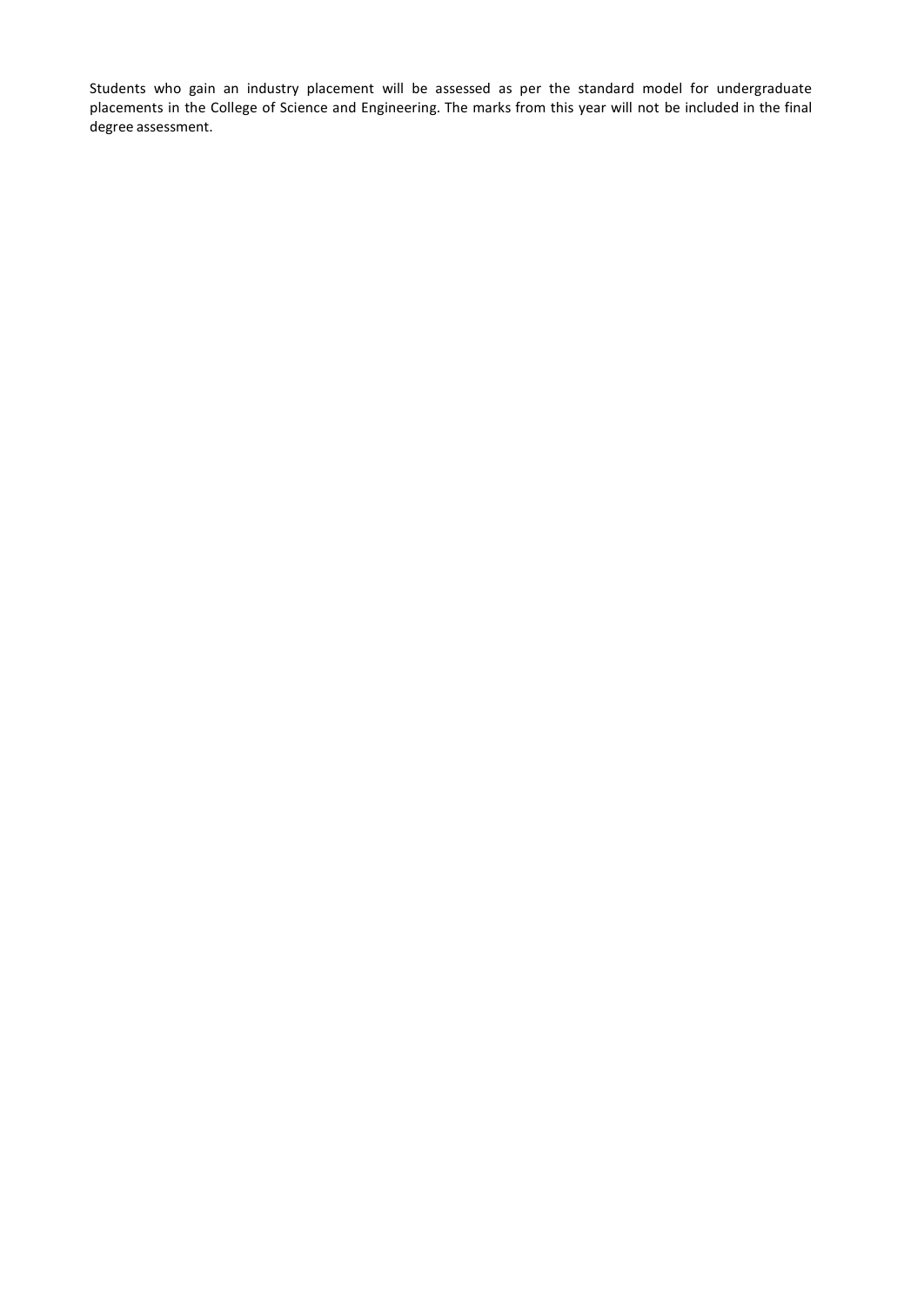Students who gain an industry placement will be assessed as per the standard model for undergraduate placements in the College of Science and Engineering. The marks from this year will not be included in the final degree assessment.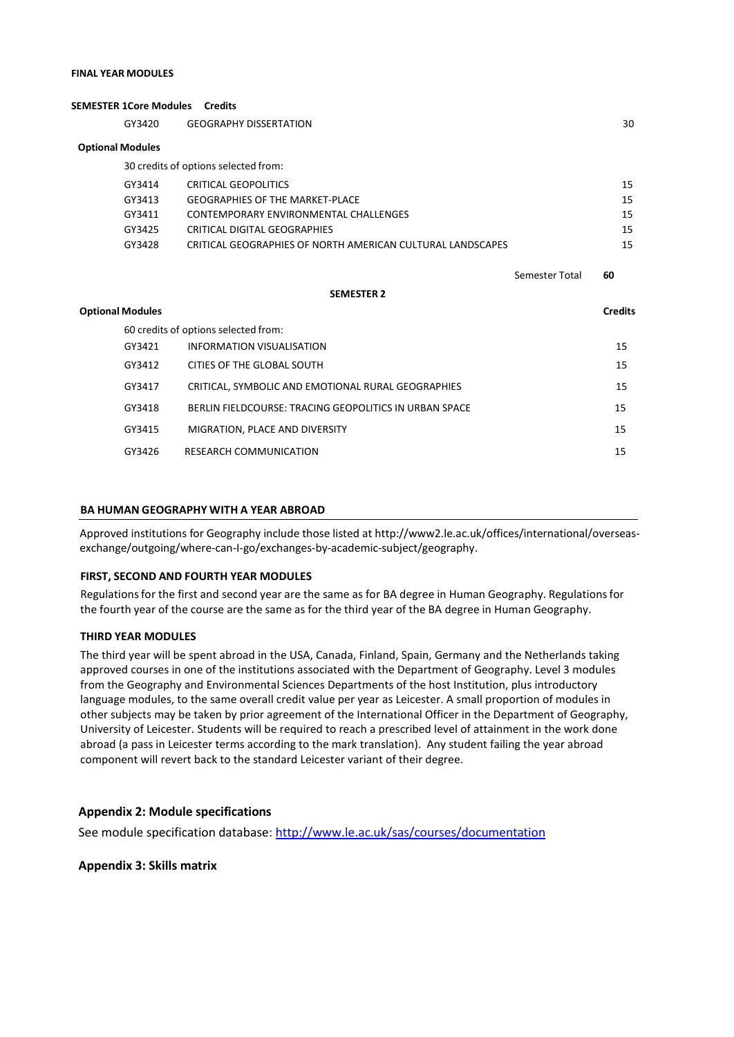**FINAL YEAR MODULES**

**SEMESTER 1Core Modules Credits**

| | | |
|---|---|---|
| GY3420 | GEOGRAPHY DISSERTATION | 30 |

**Optional Modules**

30 credits of options selected from:

| | | |
|---|---|---|
| GY3414 | CRITICAL GEOPOLITICS | 15 |
| GY3413 | GEOGRAPHIES OF THE MARKET-PLACE | 15 |
| GY3411 | CONTEMPORARY ENVIRONMENTAL CHALLENGES | 15 |
| GY3425 | CRITICAL DIGITAL GEOGRAPHIES | 15 |
| GY3428 | CRITICAL GEOGRAPHIES OF NORTH AMERICAN CULTURAL LANDSCAPES | 15 |
| | Semester Total | **60** |

**SEMESTER 2**

| **Optional Modules** | | **Credits** |
|---|---|---|
| 60 credits of options selected from: | | |
| GY3421 | INFORMATION VISUALISATION | 15 |
| GY3412 | CITIES OF THE GLOBAL SOUTH | 15 |
| GY3417 | CRITICAL, SYMBOLIC AND EMOTIONAL RURAL GEOGRAPHIES | 15 |
| GY3418 | BERLIN FIELDCOURSE: TRACING GEOPOLITICS IN URBAN SPACE | 15 |
| GY3415 | MIGRATION, PLACE AND DIVERSITY | 15 |
| GY3426 | RESEARCH COMMUNICATION | 15 |

**BA HUMAN GEOGRAPHY WITH A YEAR ABROAD**

Approved institutions for Geography include those listed at http://www2.le.ac.uk/offices/international/overseas-exchange/outgoing/where-can-I-go/exchanges-by-academic-subject/geography.

**FIRST, SECOND AND FOURTH YEAR MODULES**

Regulations for the first and second year are the same as for BA degree in Human Geography. Regulations for the fourth year of the course are the same as for the third year of the BA degree in Human Geography.

**THIRD YEAR MODULES**

The third year will be spent abroad in the USA, Canada, Finland, Spain, Germany and the Netherlands taking approved courses in one of the institutions associated with the Department of Geography. Level 3 modules from the Geography and Environmental Sciences Departments of the host Institution, plus introductory language modules, to the same overall credit value per year as Leicester. A small proportion of modules in other subjects may be taken by prior agreement of the International Officer in the Department of Geography, University of Leicester. Students will be required to reach a prescribed level of attainment in the work done abroad (a pass in Leicester terms according to the mark translation). Any student failing the year abroad component will revert back to the standard Leicester variant of their degree.

## Appendix 2: Module specifications

See module specification database: http://www.le.ac.uk/sas/courses/documentation

## Appendix 3: Skills matrix